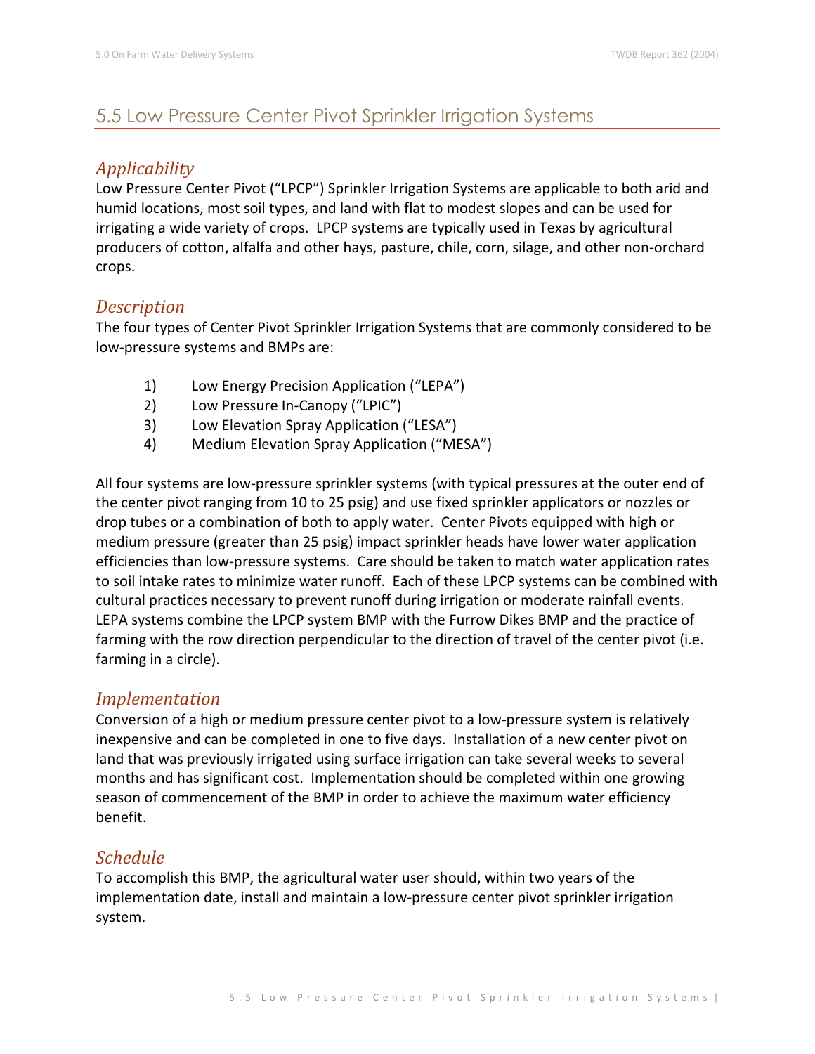## 5.5 Low Pressure Center Pivot Sprinkler Irrigation Systems

### *Applicability*

Low Pressure Center Pivot ("LPCP") Sprinkler Irrigation Systems are applicable to both arid and humid locations, most soil types, and land with flat to modest slopes and can be used for irrigating a wide variety of crops. LPCP systems are typically used in Texas by agricultural producers of cotton, alfalfa and other hays, pasture, chile, corn, silage, and other non-orchard crops.

### *Description*

The four types of Center Pivot Sprinkler Irrigation Systems that are commonly considered to be low-pressure systems and BMPs are:

1) Low Energy Precision Application ("LEPA")
2) Low Pressure In-Canopy ("LPIC")
3) Low Elevation Spray Application ("LESA")
4) Medium Elevation Spray Application ("MESA")

All four systems are low-pressure sprinkler systems (with typical pressures at the outer end of the center pivot ranging from 10 to 25 psig) and use fixed sprinkler applicators or nozzles or drop tubes or a combination of both to apply water. Center Pivots equipped with high or medium pressure (greater than 25 psig) impact sprinkler heads have lower water application efficiencies than low-pressure systems. Care should be taken to match water application rates to soil intake rates to minimize water runoff. Each of these LPCP systems can be combined with cultural practices necessary to prevent runoff during irrigation or moderate rainfall events. LEPA systems combine the LPCP system BMP with the Furrow Dikes BMP and the practice of farming with the row direction perpendicular to the direction of travel of the center pivot (i.e. farming in a circle).

### *Implementation*

Conversion of a high or medium pressure center pivot to a low-pressure system is relatively inexpensive and can be completed in one to five days. Installation of a new center pivot on land that was previously irrigated using surface irrigation can take several weeks to several months and has significant cost. Implementation should be completed within one growing season of commencement of the BMP in order to achieve the maximum water efficiency benefit.

### *Schedule*

To accomplish this BMP, the agricultural water user should, within two years of the implementation date, install and maintain a low-pressure center pivot sprinkler irrigation system.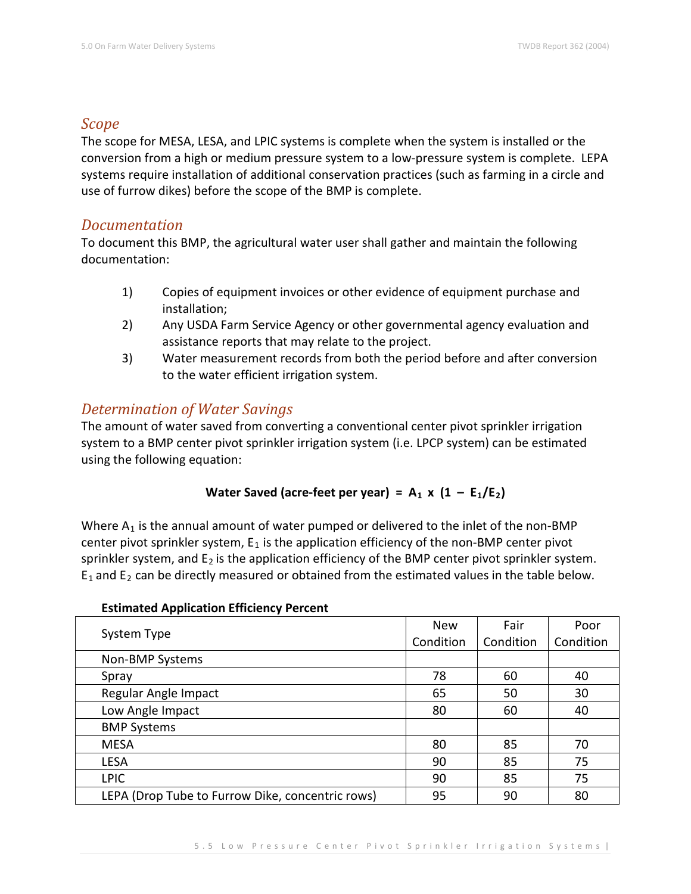## *Scope*

The scope for MESA, LESA, and LPIC systems is complete when the system is installed or the conversion from a high or medium pressure system to a low-pressure system is complete. LEPA systems require installation of additional conservation practices (such as farming in a circle and use of furrow dikes) before the scope of the BMP is complete.

## *Documentation*

To document this BMP, the agricultural water user shall gather and maintain the following documentation:

1) Copies of equipment invoices or other evidence of equipment purchase and installation;
2) Any USDA Farm Service Agency or other governmental agency evaluation and assistance reports that may relate to the project.
3) Water measurement records from both the period before and after conversion to the water efficient irrigation system.

## *Determination of Water Savings*

The amount of water saved from converting a conventional center pivot sprinkler irrigation system to a BMP center pivot sprinkler irrigation system (i.e. LPCP system) can be estimated using the following equation:

$$\textbf{Water Saved (acre-feet per year)} = A_1 \times (1 - E_1/E_2)$$

Where $A_1$ is the annual amount of water pumped or delivered to the inlet of the non-BMP center pivot sprinkler system, $E_1$ is the application efficiency of the non-BMP center pivot sprinkler system, and $E_2$ is the application efficiency of the BMP center pivot sprinkler system. $E_1$ and $E_2$ can be directly measured or obtained from the estimated values in the table below.

**Estimated Application Efficiency Percent**

| System Type | New Condition | Fair Condition | Poor Condition |
|---|---|---|---|
| Non-BMP Systems | | | |
| Spray | 78 | 60 | 40 |
| Regular Angle Impact | 65 | 50 | 30 |
| Low Angle Impact | 80 | 60 | 40 |
| BMP Systems | | | |
| MESA | 80 | 85 | 70 |
| LESA | 90 | 85 | 75 |
| LPIC | 90 | 85 | 75 |
| LEPA (Drop Tube to Furrow Dike, concentric rows) | 95 | 90 | 80 |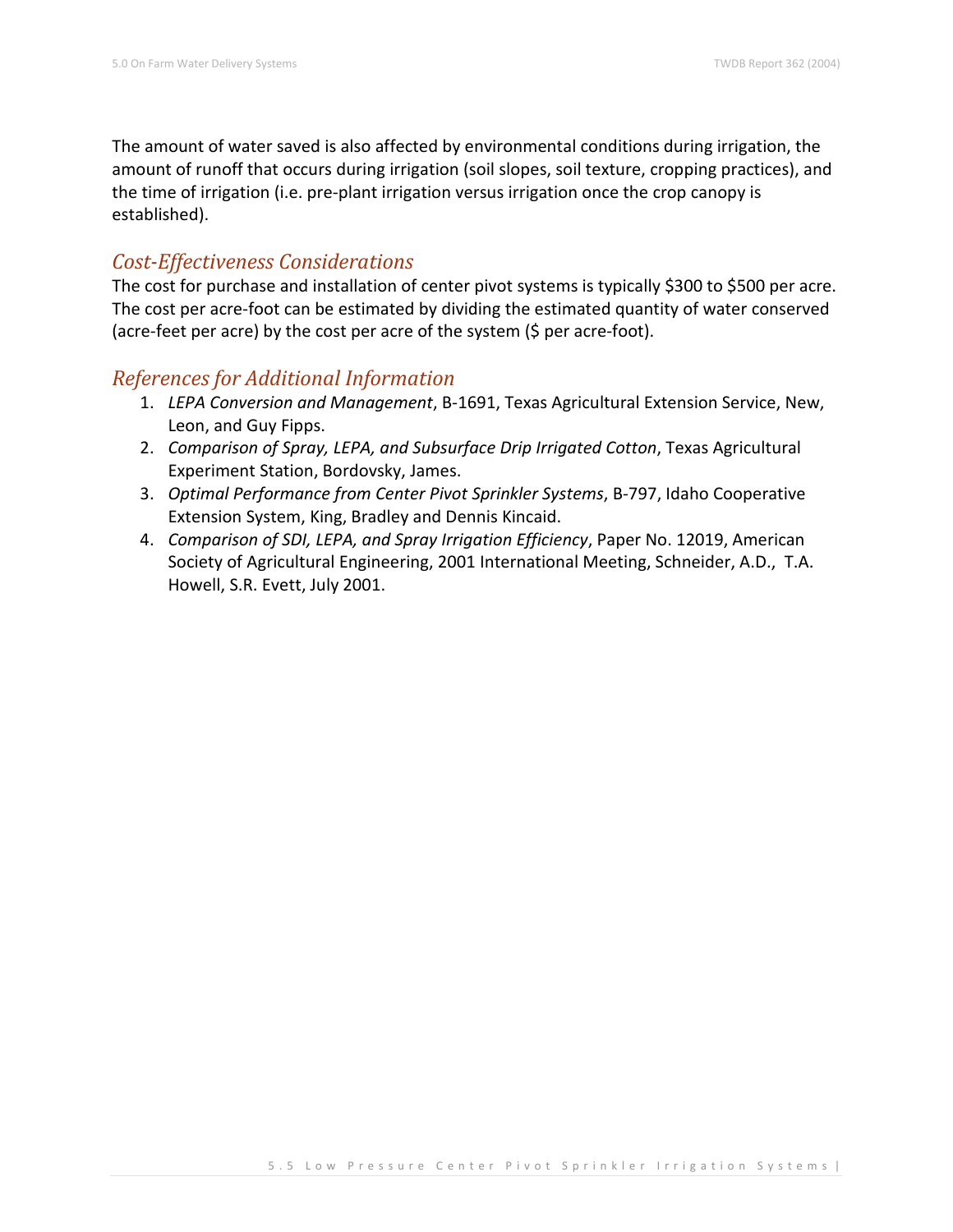The amount of water saved is also affected by environmental conditions during irrigation, the amount of runoff that occurs during irrigation (soil slopes, soil texture, cropping practices), and the time of irrigation (i.e. pre-plant irrigation versus irrigation once the crop canopy is established).

## *Cost-Effectiveness Considerations*

The cost for purchase and installation of center pivot systems is typically $300 to $500 per acre. The cost per acre-foot can be estimated by dividing the estimated quantity of water conserved (acre-feet per acre) by the cost per acre of the system ($ per acre-foot).

## *References for Additional Information*

1. *LEPA Conversion and Management*, B-1691, Texas Agricultural Extension Service, New, Leon, and Guy Fipps.
2. *Comparison of Spray, LEPA, and Subsurface Drip Irrigated Cotton*, Texas Agricultural Experiment Station, Bordovsky, James.
3. *Optimal Performance from Center Pivot Sprinkler Systems*, B-797, Idaho Cooperative Extension System, King, Bradley and Dennis Kincaid.
4. *Comparison of SDI, LEPA, and Spray Irrigation Efficiency*, Paper No. 12019, American Society of Agricultural Engineering, 2001 International Meeting, Schneider, A.D., T.A. Howell, S.R. Evett, July 2001.